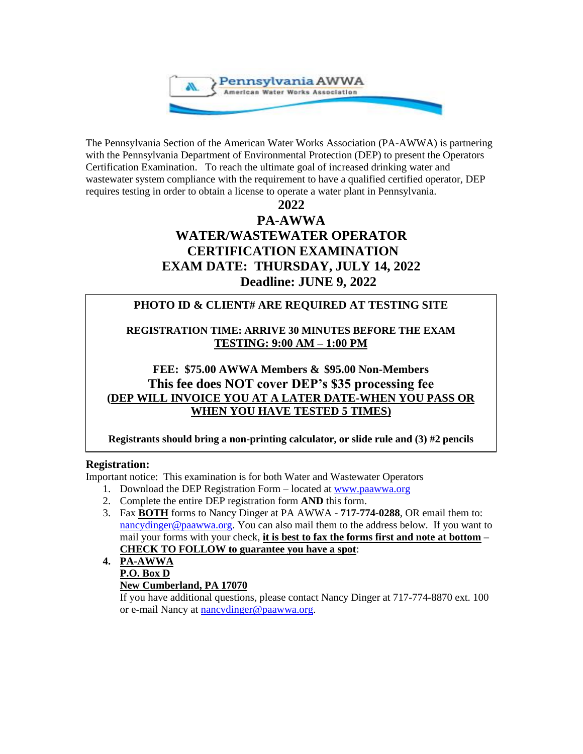The Pennsylvania Section of the American Water Works Association (PA-AWWA) is partnering with the Pennsylvania Department of Environmental Protection (DEP) to present the Operators Certification Examination. To reach the ultimate goal of increased drinking water and wastewater system compliance with the requirement to have a qualified certified operator, DEP requires testing in order to obtain a license to operate a water plant in Pennsylvania.

# 2022
# PA-AWWA
# WATER/WASTEWATER OPERATOR CERTIFICATION EXAMINATION
# EXAM DATE: THURSDAY, JULY 14, 2022
# Deadline: JUNE 9, 2022

**PHOTO ID & CLIENT# ARE REQUIRED AT TESTING SITE**

**REGISTRATION TIME: ARRIVE 30 MINUTES BEFORE THE EXAM**
**TESTING: 9:00 AM – 1:00 PM**

**FEE: $75.00 AWWA Members & $95.00 Non-Members**
**This fee does NOT cover DEP's $35 processing fee**
**(DEP WILL INVOICE YOU AT A LATER DATE-WHEN YOU PASS OR WHEN YOU HAVE TESTED 5 TIMES)**

**Registrants should bring a non-printing calculator, or slide rule and (3) #2 pencils**

## Registration:

Important notice: This examination is for both Water and Wastewater Operators

1. Download the DEP Registration Form – located at www.paawwa.org
2. Complete the entire DEP registration form **AND** this form.
3. Fax **BOTH** forms to Nancy Dinger at PA AWWA - **717-774-0288**, OR email them to: nancydinger@paawwa.org. You can also mail them to the address below. If you want to mail your forms with your check, **it is best to fax the forms first and note at bottom – CHECK TO FOLLOW to guarantee you have a spot**:
4. **PA-AWWA**
   **P.O. Box D**
   **New Cumberland, PA 17070**
   If you have additional questions, please contact Nancy Dinger at 717-774-8870 ext. 100 or e-mail Nancy at nancydinger@paawwa.org.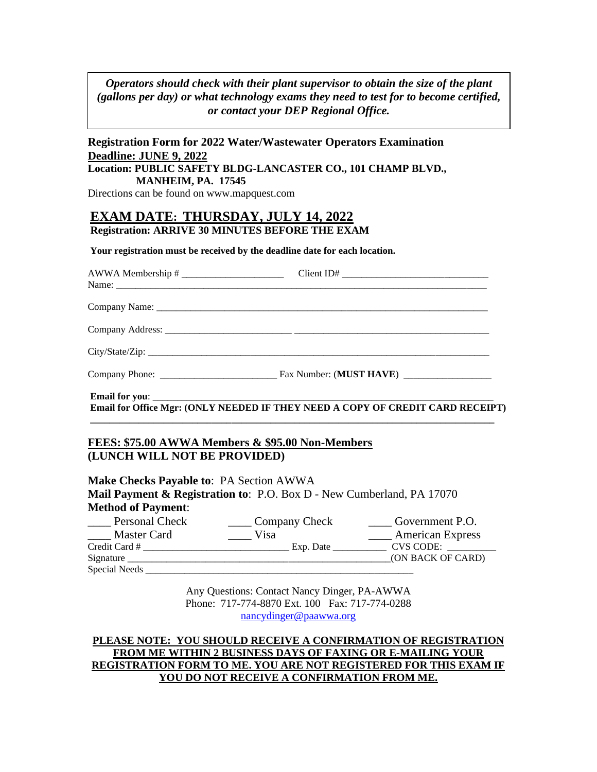*Operators should check with their plant supervisor to obtain the size of the plant (gallons per day) or what technology exams they need to test for to become certified, or contact your DEP Regional Office.*

**Registration Form for 2022 Water/Wastewater Operators Examination**
**Deadline: JUNE 9, 2022**
**Location: PUBLIC SAFETY BLDG-LANCASTER CO., 101 CHAMP BLVD., MANHEIM, PA. 17545**
Directions can be found on www.mapquest.com

## EXAM DATE: THURSDAY, JULY 14, 2022

**Registration: ARRIVE 30 MINUTES BEFORE THE EXAM**

**Your registration must be received by the deadline date for each location.**

AWWA Membership # ____________________ Client ID# ____________________________
Name: ________________________________________________________________________________

Company Name: ________________________________________________________________________

Company Address: _________________________ ________________________________________

City/State/Zip: ______________________________________________________________________

Company Phone: _______________________ Fax Number: (**MUST HAVE**) _________________

**Email for you**: ____________________________________________________________________
**Email for Office Mgr: (ONLY NEEDED IF THEY NEED A COPY OF CREDIT CARD RECEIPT)**
______________________________________________________________________________________

**FEES: $75.00 AWWA Members & $95.00 Non-Members**
**(LUNCH WILL NOT BE PROVIDED)**

**Make Checks Payable to**: PA Section AWWA
**Mail Payment & Registration to**: P.O. Box D - New Cumberland, PA 17070
**Method of Payment**:

____ Personal Check ____ Company Check ____ Government P.O.
____ Master Card ____ Visa ____ American Express
Credit Card # ______________________________ Exp. Date __________ CVS CODE: _________
Signature ______________________________________________________(ON BACK OF CARD)
Special Needs ________________________________________________________

Any Questions: Contact Nancy Dinger, PA-AWWA
Phone: 717-774-8870 Ext. 100 Fax: 717-774-0288
nancydinger@paawwa.org

**PLEASE NOTE: YOU SHOULD RECEIVE A CONFIRMATION OF REGISTRATION FROM ME WITHIN 2 BUSINESS DAYS OF FAXING OR E-MAILING YOUR REGISTRATION FORM TO ME. YOU ARE NOT REGISTERED FOR THIS EXAM IF YOU DO NOT RECEIVE A CONFIRMATION FROM ME.**